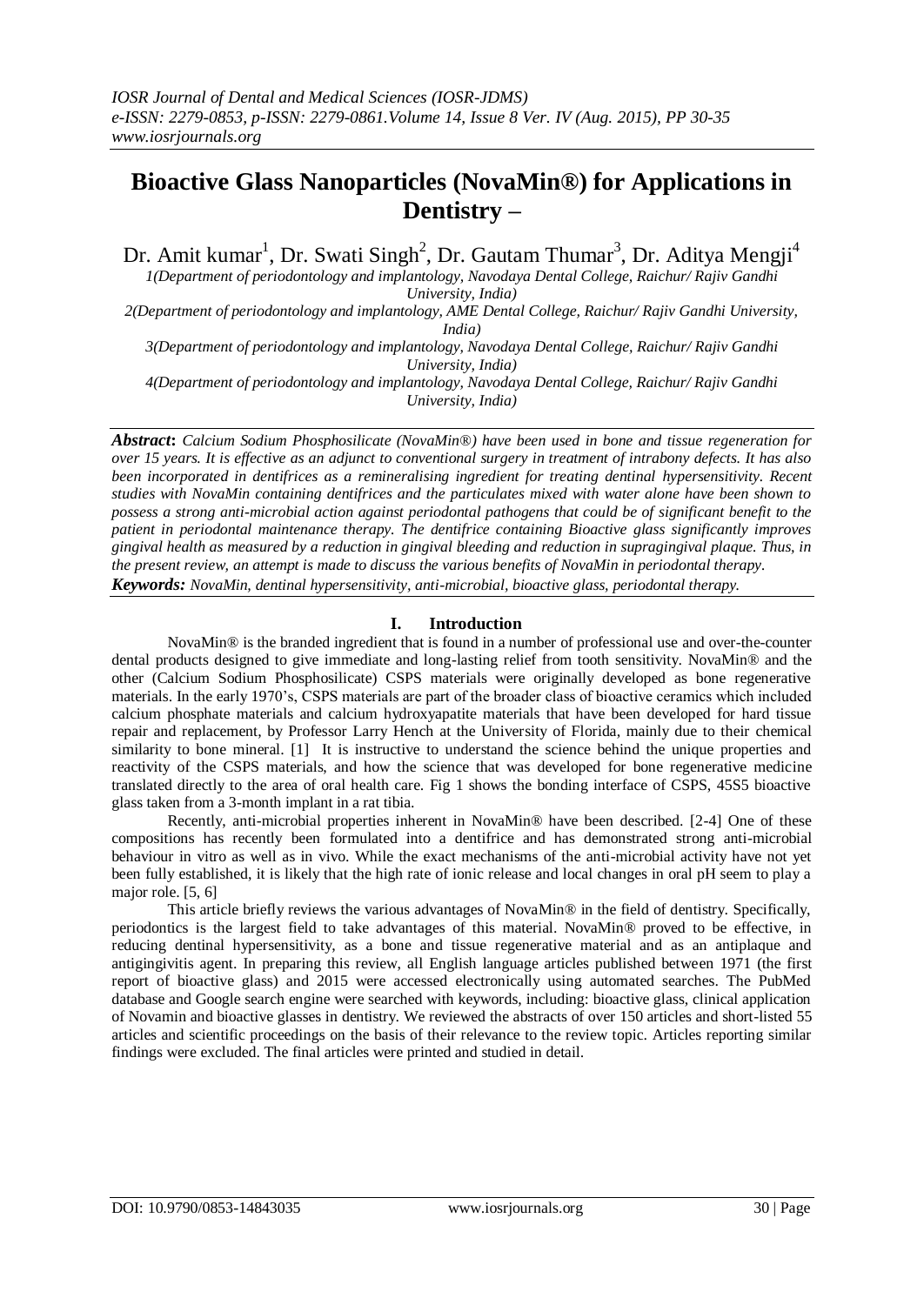# Bioactive Glass Nanoparticles (NovaMin®) for Applications in Dentistry –

Dr. Amit kumar[1], Dr. Swati Singh[2], Dr. Gautam Thumar[3], Dr. Aditya Mengji[4]

*1(Department of periodontology and implantology, Navodaya Dental College, Raichur/ Rajiv Gandhi University, India)*
*2(Department of periodontology and implantology, AME Dental College, Raichur/ Rajiv Gandhi University, India)*
*3(Department of periodontology and implantology, Navodaya Dental College, Raichur/ Rajiv Gandhi University, India)*
*4(Department of periodontology and implantology, Navodaya Dental College, Raichur/ Rajiv Gandhi University, India)*

***Abstract*:** *Calcium Sodium Phosphosilicate (NovaMin®) have been used in bone and tissue regeneration for over 15 years. It is effective as an adjunct to conventional surgery in treatment of intrabony defects. It has also been incorporated in dentifrices as a remineralising ingredient for treating dentinal hypersensitivity. Recent studies with NovaMin containing dentifrices and the particulates mixed with water alone have been shown to possess a strong anti-microbial action against periodontal pathogens that could be of significant benefit to the patient in periodontal maintenance therapy. The dentifrice containing Bioactive glass significantly improves gingival health as measured by a reduction in gingival bleeding and reduction in supragingival plaque. Thus, in the present review, an attempt is made to discuss the various benefits of NovaMin in periodontal therapy.*

***Keywords:*** *NovaMin, dentinal hypersensitivity, anti-microbial, bioactive glass, periodontal therapy.*

## I. Introduction

NovaMin® is the branded ingredient that is found in a number of professional use and over-the-counter dental products designed to give immediate and long-lasting relief from tooth sensitivity. NovaMin® and the other (Calcium Sodium Phosphosilicate) CSPS materials were originally developed as bone regenerative materials. In the early 1970's, CSPS materials are part of the broader class of bioactive ceramics which included calcium phosphate materials and calcium hydroxyapatite materials that have been developed for hard tissue repair and replacement, by Professor Larry Hench at the University of Florida, mainly due to their chemical similarity to bone mineral. [1] It is instructive to understand the science behind the unique properties and reactivity of the CSPS materials, and how the science that was developed for bone regenerative medicine translated directly to the area of oral health care. Fig 1 shows the bonding interface of CSPS, 45S5 bioactive glass taken from a 3-month implant in a rat tibia.

Recently, anti-microbial properties inherent in NovaMin® have been described. [2-4] One of these compositions has recently been formulated into a dentifrice and has demonstrated strong anti-microbial behaviour in vitro as well as in vivo. While the exact mechanisms of the anti-microbial activity have not yet been fully established, it is likely that the high rate of ionic release and local changes in oral pH seem to play a major role. [5, 6]

This article briefly reviews the various advantages of NovaMin® in the field of dentistry. Specifically, periodontics is the largest field to take advantages of this material. NovaMin® proved to be effective, in reducing dentinal hypersensitivity, as a bone and tissue regenerative material and as an antiplaque and antigingivitis agent. In preparing this review, all English language articles published between 1971 (the first report of bioactive glass) and 2015 were accessed electronically using automated searches. The PubMed database and Google search engine were searched with keywords, including: bioactive glass, clinical application of Novamin and bioactive glasses in dentistry. We reviewed the abstracts of over 150 articles and short-listed 55 articles and scientific proceedings on the basis of their relevance to the review topic. Articles reporting similar findings were excluded. The final articles were printed and studied in detail.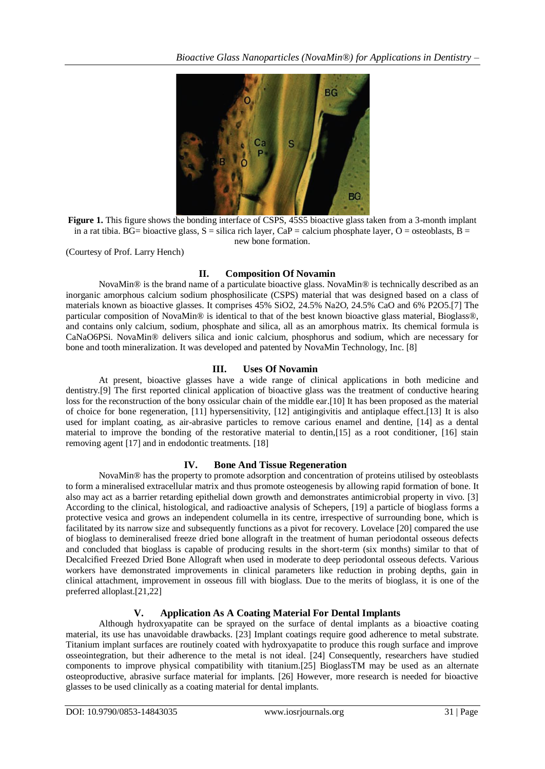**Figure 1.** This figure shows the bonding interface of CSPS, 45S5 bioactive glass taken from a 3-month implant in a rat tibia. BG= bioactive glass, S = silica rich layer, CaP = calcium phosphate layer, O = osteoblasts, B = new bone formation.

(Courtesy of Prof. Larry Hench)

## II. Composition Of Novamin

NovaMin® is the brand name of a particulate bioactive glass. NovaMin® is technically described as an inorganic amorphous calcium sodium phosphosilicate (CSPS) material that was designed based on a class of materials known as bioactive glasses. It comprises 45% $SiO_2$, 24.5% $Na_2O$, 24.5% CaO and 6% $P_2O_5$.[7] The particular composition of NovaMin® is identical to that of the best known bioactive glass material, Bioglass®, and contains only calcium, sodium, phosphate and silica, all as an amorphous matrix. Its chemical formula is $CaNaO_6PSi$. NovaMin® delivers silica and ionic calcium, phosphorus and sodium, which are necessary for bone and tooth mineralization. It was developed and patented by NovaMin Technology, Inc. [8]

## III. Uses Of Novamin

At present, bioactive glasses have a wide range of clinical applications in both medicine and dentistry.[9] The first reported clinical application of bioactive glass was the treatment of conductive hearing loss for the reconstruction of the bony ossicular chain of the middle ear.[10] It has been proposed as the material of choice for bone regeneration, [11] hypersensitivity, [12] antigingivitis and antiplaque effect.[13] It is also used for implant coating, as air-abrasive particles to remove carious enamel and dentine, [14] as a dental material to improve the bonding of the restorative material to dentin,[15] as a root conditioner, [16] stain removing agent [17] and in endodontic treatments. [18]

## IV. Bone And Tissue Regeneration

NovaMin® has the property to promote adsorption and concentration of proteins utilised by osteoblasts to form a mineralised extracellular matrix and thus promote osteogenesis by allowing rapid formation of bone. It also may act as a barrier retarding epithelial down growth and demonstrates antimicrobial property in vivo. [3] According to the clinical, histological, and radioactive analysis of Schepers, [19] a particle of bioglass forms a protective vesica and grows an independent columella in its centre, irrespective of surrounding bone, which is facilitated by its narrow size and subsequently functions as a pivot for recovery. Lovelace [20] compared the use of bioglass to demineralised freeze dried bone allograft in the treatment of human periodontal osseous defects and concluded that bioglass is capable of producing results in the short-term (six months) similar to that of Decalcified Freezed Dried Bone Allograft when used in moderate to deep periodontal osseous defects. Various workers have demonstrated improvements in clinical parameters like reduction in probing depths, gain in clinical attachment, improvement in osseous fill with bioglass. Due to the merits of bioglass, it is one of the preferred alloplast.[21,22]

## V. Application As A Coating Material For Dental Implants

Although hydroxyapatite can be sprayed on the surface of dental implants as a bioactive coating material, its use has unavoidable drawbacks. [23] Implant coatings require good adherence to metal substrate. Titanium implant surfaces are routinely coated with hydroxyapatite to produce this rough surface and improve osseointegration, but their adherence to the metal is not ideal. [24] Consequently, researchers have studied components to improve physical compatibility with titanium.[25] BioglassTM may be used as an alternate osteoproductive, abrasive surface material for implants. [26] However, more research is needed for bioactive glasses to be used clinically as a coating material for dental implants.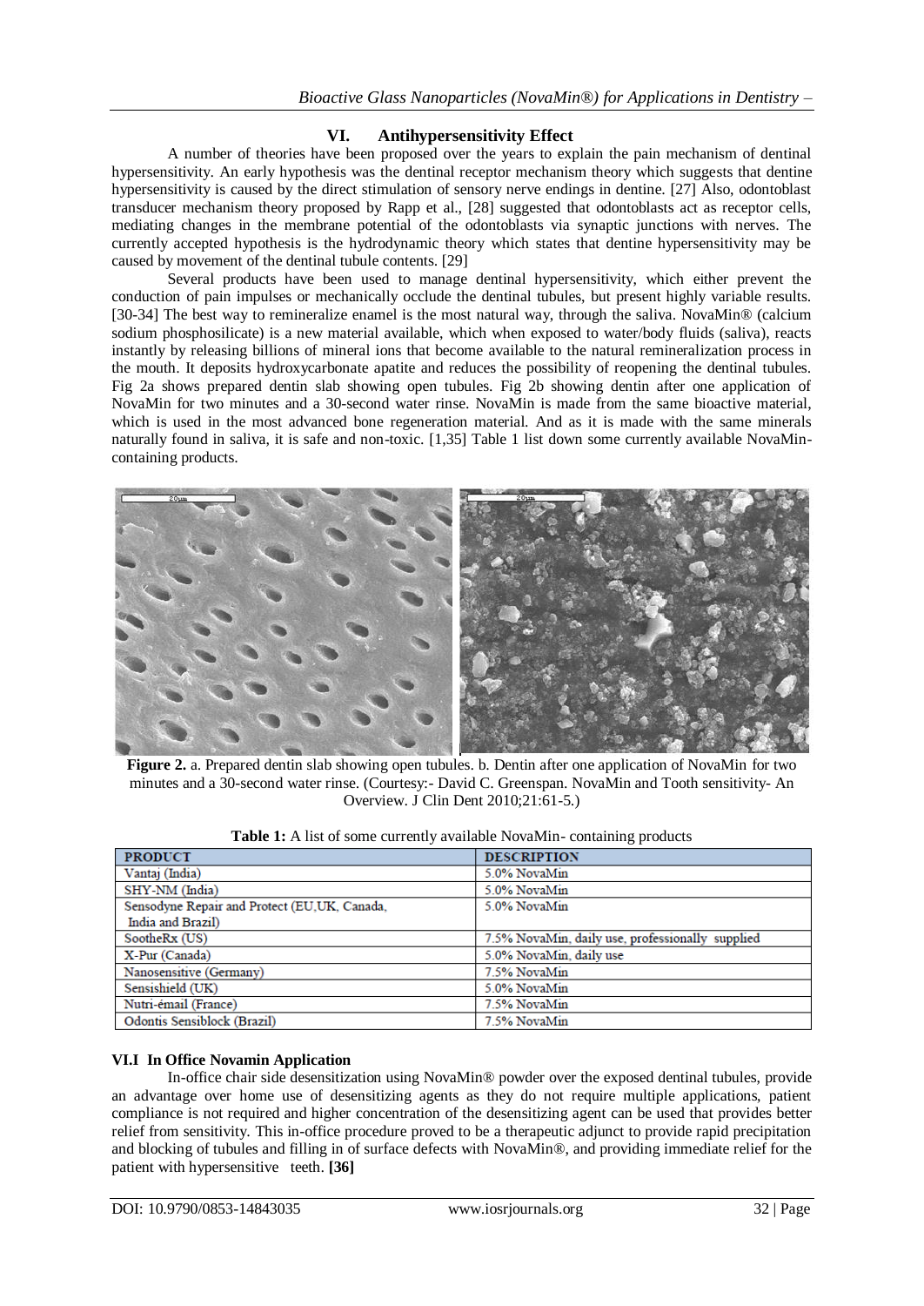## VI. Antihypersensitivity Effect

A number of theories have been proposed over the years to explain the pain mechanism of dentinal hypersensitivity. An early hypothesis was the dentinal receptor mechanism theory which suggests that dentine hypersensitivity is caused by the direct stimulation of sensory nerve endings in dentine. [27] Also, odontoblast transducer mechanism theory proposed by Rapp et al., [28] suggested that odontoblasts act as receptor cells, mediating changes in the membrane potential of the odontoblasts via synaptic junctions with nerves. The currently accepted hypothesis is the hydrodynamic theory which states that dentine hypersensitivity may be caused by movement of the dentinal tubule contents. [29]

Several products have been used to manage dentinal hypersensitivity, which either prevent the conduction of pain impulses or mechanically occlude the dentinal tubules, but present highly variable results. [30-34] The best way to remineralize enamel is the most natural way, through the saliva. NovaMin® (calcium sodium phosphosilicate) is a new material available, which when exposed to water/body fluids (saliva), reacts instantly by releasing billions of mineral ions that become available to the natural remineralization process in the mouth. It deposits hydroxycarbonate apatite and reduces the possibility of reopening the dentinal tubules. Fig 2a shows prepared dentin slab showing open tubules. Fig 2b showing dentin after one application of NovaMin for two minutes and a 30-second water rinse. NovaMin is made from the same bioactive material, which is used in the most advanced bone regeneration material. And as it is made with the same minerals naturally found in saliva, it is safe and non-toxic. [1,35] Table 1 list down some currently available NovaMin-containing products.

**Figure 2.** a. Prepared dentin slab showing open tubules. b. Dentin after one application of NovaMin for two minutes and a 30-second water rinse. (Courtesy:- David C. Greenspan. NovaMin and Tooth sensitivity- An Overview. J Clin Dent 2010;21:61-5.)

**Table 1:** A list of some currently available NovaMin- containing products

| PRODUCT | DESCRIPTION |
|---|---|
| Vantaj (India) | 5.0% NovaMin |
| SHY-NM (India) | 5.0% NovaMin |
| Sensodyne Repair and Protect (EU,UK, Canada, India and Brazil) | 5.0% NovaMin |
| SootheRx (US) | 7.5% NovaMin, daily use, professionally supplied |
| X-Pur (Canada) | 5.0% NovaMin, daily use |
| Nanosensitive (Germany) | 7.5% NovaMin |
| Sensishield (UK) | 5.0% NovaMin |
| Nutri-émail (France) | 7.5% NovaMin |
| Odontis Sensiblock (Brazil) | 7.5% NovaMin |

### VI.I In Office Novamin Application

In-office chair side desensitization using NovaMin® powder over the exposed dentinal tubules, provide an advantage over home use of desensitizing agents as they do not require multiple applications, patient compliance is not required and higher concentration of the desensitizing agent can be used that provides better relief from sensitivity. This in-office procedure proved to be a therapeutic adjunct to provide rapid precipitation and blocking of tubules and filling in of surface defects with NovaMin®, and providing immediate relief for the patient with hypersensitive teeth. **[36]**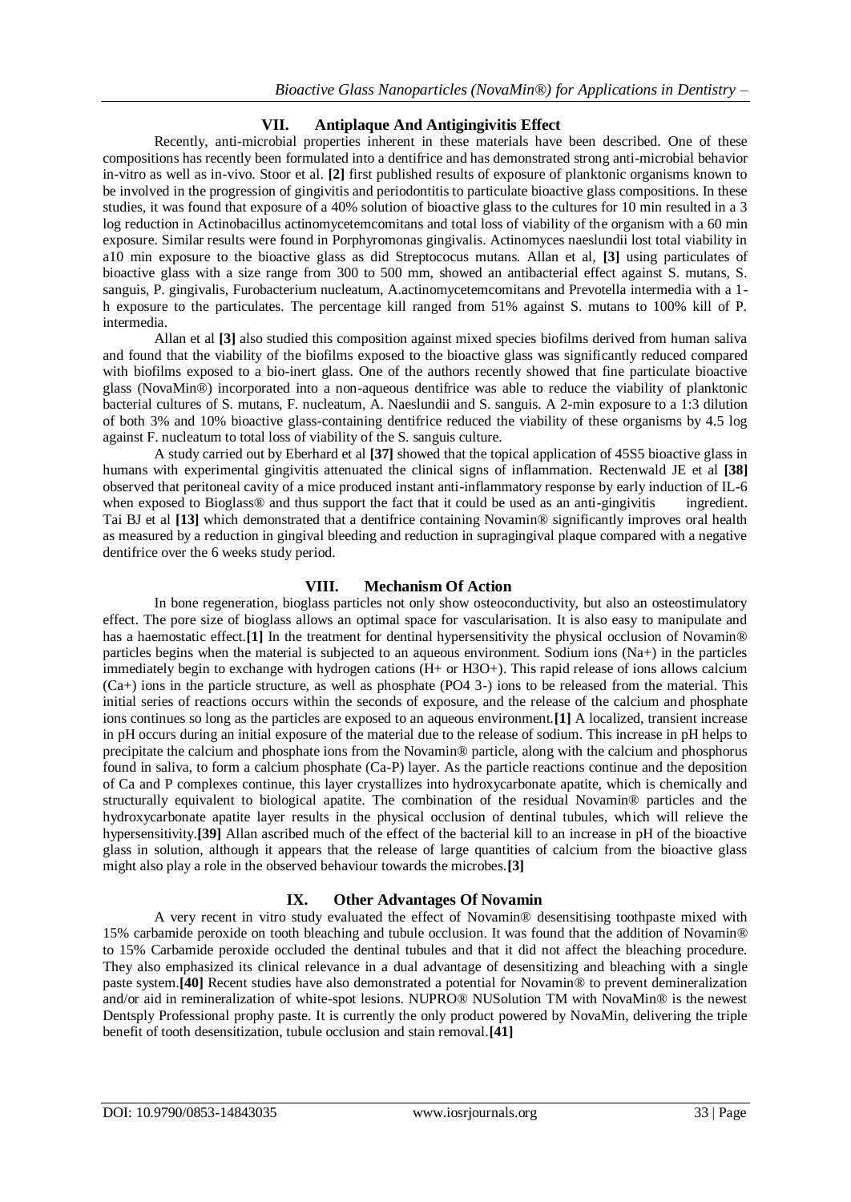## VII. Antiplaque And Antigingivitis Effect

Recently, anti-microbial properties inherent in these materials have been described. One of these compositions has recently been formulated into a dentifrice and has demonstrated strong anti-microbial behavior in-vitro as well as in-vivo. Stoor et al. **[2]** first published results of exposure of planktonic organisms known to be involved in the progression of gingivitis and periodontitis to particulate bioactive glass compositions. In these studies, it was found that exposure of a 40% solution of bioactive glass to the cultures for 10 min resulted in a 3 log reduction in Actinobacillus actinomycetemcomitans and total loss of viability of the organism with a 60 min exposure. Similar results were found in Porphyromonas gingivalis. Actinomyces naeslundii lost total viability in a10 min exposure to the bioactive glass as did Streptococus mutans. Allan et al, **[3]** using particulates of bioactive glass with a size range from 300 to 500 mm, showed an antibacterial effect against S. mutans, S. sanguis, P. gingivalis, Furobacterium nucleatum, A.actinomycetemcomitans and Prevotella intermedia with a 1-h exposure to the particulates. The percentage kill ranged from 51% against S. mutans to 100% kill of P. intermedia.

Allan et al **[3]** also studied this composition against mixed species biofilms derived from human saliva and found that the viability of the biofilms exposed to the bioactive glass was significantly reduced compared with biofilms exposed to a bio-inert glass. One of the authors recently showed that fine particulate bioactive glass (NovaMin®) incorporated into a non-aqueous dentifrice was able to reduce the viability of planktonic bacterial cultures of S. mutans, F. nucleatum, A. Naeslundii and S. sanguis. A 2-min exposure to a 1:3 dilution of both 3% and 10% bioactive glass-containing dentifrice reduced the viability of these organisms by 4.5 log against F. nucleatum to total loss of viability of the S. sanguis culture.

A study carried out by Eberhard et al **[37]** showed that the topical application of 45S5 bioactive glass in humans with experimental gingivitis attenuated the clinical signs of inflammation. Rectenwald JE et al **[38]** observed that peritoneal cavity of a mice produced instant anti-inflammatory response by early induction of IL-6 when exposed to Bioglass® and thus support the fact that it could be used as an anti-gingivitis ingredient. Tai BJ et al **[13]** which demonstrated that a dentifrice containing Novamin® significantly improves oral health as measured by a reduction in gingival bleeding and reduction in supragingival plaque compared with a negative dentifrice over the 6 weeks study period.

## VIII. Mechanism Of Action

In bone regeneration, bioglass particles not only show osteoconductivity, but also an osteostimulatory effect. The pore size of bioglass allows an optimal space for vascularisation. It is also easy to manipulate and has a haemostatic effect.**[1]** In the treatment for dentinal hypersensitivity the physical occlusion of Novamin® particles begins when the material is subjected to an aqueous environment. Sodium ions ($Na^+$) in the particles immediately begin to exchange with hydrogen cations ($H^+$ or $H_3O^+$). This rapid release of ions allows calcium ($Ca^+$) ions in the particle structure, as well as phosphate ($PO_4^{3-}$) ions to be released from the material. This initial series of reactions occurs within the seconds of exposure, and the release of the calcium and phosphate ions continues so long as the particles are exposed to an aqueous environment.**[1]** A localized, transient increase in pH occurs during an initial exposure of the material due to the release of sodium. This increase in pH helps to precipitate the calcium and phosphate ions from the Novamin® particle, along with the calcium and phosphorus found in saliva, to form a calcium phosphate (Ca-P) layer. As the particle reactions continue and the deposition of Ca and P complexes continue, this layer crystallizes into hydroxycarbonate apatite, which is chemically and structurally equivalent to biological apatite. The combination of the residual Novamin® particles and the hydroxycarbonate apatite layer results in the physical occlusion of dentinal tubules, which will relieve the hypersensitivity.**[39]** Allan ascribed much of the effect of the bacterial kill to an increase in pH of the bioactive glass in solution, although it appears that the release of large quantities of calcium from the bioactive glass might also play a role in the observed behaviour towards the microbes.**[3]**

## IX. Other Advantages Of Novamin

A very recent in vitro study evaluated the effect of Novamin® desensitising toothpaste mixed with 15% carbamide peroxide on tooth bleaching and tubule occlusion. It was found that the addition of Novamin® to 15% Carbamide peroxide occluded the dentinal tubules and that it did not affect the bleaching procedure. They also emphasized its clinical relevance in a dual advantage of desensitizing and bleaching with a single paste system.**[40]** Recent studies have also demonstrated a potential for Novamin® to prevent demineralization and/or aid in remineralization of white-spot lesions. NUPRO® NUSolution TM with NovaMin® is the newest Dentsply Professional prophy paste. It is currently the only product powered by NovaMin, delivering the triple benefit of tooth desensitization, tubule occlusion and stain removal.**[41]**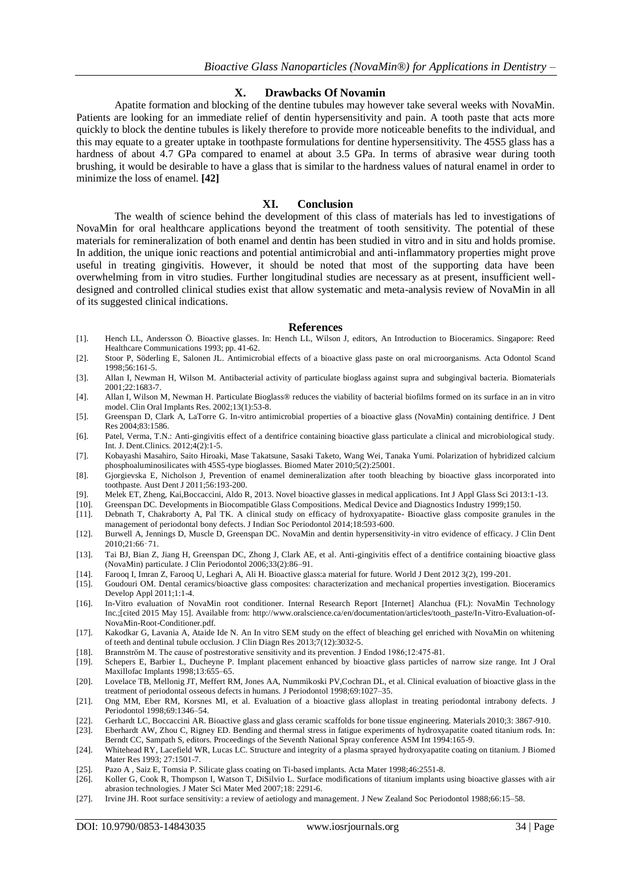## X. Drawbacks Of Novamin

Apatite formation and blocking of the dentine tubules may however take several weeks with NovaMin. Patients are looking for an immediate relief of dentin hypersensitivity and pain. A tooth paste that acts more quickly to block the dentine tubules is likely therefore to provide more noticeable benefits to the individual, and this may equate to a greater uptake in toothpaste formulations for dentine hypersensitivity. The 45S5 glass has a hardness of about 4.7 GPa compared to enamel at about 3.5 GPa. In terms of abrasive wear during tooth brushing, it would be desirable to have a glass that is similar to the hardness values of natural enamel in order to minimize the loss of enamel. **[42]**

## XI. Conclusion

The wealth of science behind the development of this class of materials has led to investigations of NovaMin for oral healthcare applications beyond the treatment of tooth sensitivity. The potential of these materials for remineralization of both enamel and dentin has been studied in vitro and in situ and holds promise. In addition, the unique ionic reactions and potential antimicrobial and anti-inflammatory properties might prove useful in treating gingivitis. However, it should be noted that most of the supporting data have been overwhelming from in vitro studies. Further longitudinal studies are necessary as at present, insufficient well-designed and controlled clinical studies exist that allow systematic and meta-analysis review of NovaMin in all of its suggested clinical indications.

## References

[1]. Hench LL, Andersson Ö. Bioactive glasses. In: Hench LL, Wilson J, editors, An Introduction to Bioceramics. Singapore: Reed Healthcare Communications 1993; pp. 41-62.

[2]. Stoor P, Söderling E, Salonen JL. Antimicrobial effects of a bioactive glass paste on oral microorganisms. Acta Odontol Scand 1998;56:161-5.

[3]. Allan I, Newman H, Wilson M. Antibacterial activity of particulate bioglass against supra and subgingival bacteria. Biomaterials 2001;22:1683-7.

[4]. Allan I, Wilson M, Newman H. Particulate Bioglass® reduces the viability of bacterial biofilms formed on its surface in an in vitro model. Clin Oral Implants Res. 2002;13(1):53-8.

[5]. Greenspan D, Clark A, LaTorre G. In-vitro antimicrobial properties of a bioactive glass (NovaMin) containing dentifrice. J Dent Res 2004;83:1586.

[6]. Patel, Verma, T.N.: Anti-gingivitis effect of a dentifrice containing bioactive glass particulate a clinical and microbiological study. Int. J. Dent.Clinics. 2012;4(2):1-5.

[7]. Kobayashi Masahiro, Saito Hiroaki, Mase Takatsune, Sasaki Taketo, Wang Wei, Tanaka Yumi. Polarization of hybridized calcium phosphoaluminosilicates with 45S5-type bioglasses. Biomed Mater 2010;5(2):25001.

[8]. Gjorgievska E, Nicholson J, Prevention of enamel demineralization after tooth bleaching by bioactive glass incorporated into toothpaste. Aust Dent J 2011;56:193-200.

[9]. Melek ET, Zheng, Kai,Boccaccini, Aldo R, 2013. Novel bioactive glasses in medical applications. Int J Appl Glass Sci 2013:1-13.

[10]. Greenspan DC. Developments in Biocompatible Glass Compositions. Medical Device and Diagnostics Industry 1999;150.

[11]. Debnath T, Chakraborty A, Pal TK. A clinical study on efficacy of hydroxyapatite- Bioactive glass composite granules in the management of periodontal bony defects. J Indian Soc Periodontol 2014;18:593-600.

[12]. Burwell A, Jennings D, Muscle D, Greenspan DC. NovaMin and dentin hypersensitivity-in vitro evidence of efficacy. J Clin Dent 2010;21:66–71.

[13]. Tai BJ, Bian Z, Jiang H, Greenspan DC, Zhong J, Clark AE, et al. Anti-gingivitis effect of a dentifrice containing bioactive glass (NovaMin) particulate. J Clin Periodontol 2006;33(2):86–91.

[14]. Farooq I, Imran Z, Farooq U, Leghari A, Ali H. Bioactive glass:a material for future. World J Dent 2012 3(2), 199-201.

[15]. Goudouri OM. Dental ceramics/bioactive glass composites: characterization and mechanical properties investigation. Bioceramics Develop Appl 2011;1:1-4.

[16]. In-Vitro evaluation of NovaMin root conditioner. Internal Research Report [Internet] Alanchua (FL): NovaMin Technology Inc.;[cited 2015 May 15]. Available from: http://www.oralscience.ca/en/documentation/articles/tooth_paste/In-Vitro-Evaluation-of-NovaMin-Root-Conditioner.pdf.

[17]. Kakodkar G, Lavania A, Ataide Ide N. An In vitro SEM study on the effect of bleaching gel enriched with NovaMin on whitening of teeth and dentinal tubule occlusion. J Clin Diagn Res 2013;7(12):3032-5.

[18]. Brannström M. The cause of postrestorative sensitivity and its prevention. J Endod 1986;12:475-81.

[19]. Schepers E, Barbier L, Ducheyne P. Implant placement enhanced by bioactive glass particles of narrow size range. Int J Oral Maxillofac Implants 1998;13:655–65.

[20]. Lovelace TB, Mellonig JT, Meffert RM, Jones AA, Nummikoski PV,Cochran DL, et al. Clinical evaluation of bioactive glass in the treatment of periodontal osseous defects in humans. J Periodontol 1998;69:1027–35.

[21]. Ong MM, Eber RM, Korsnes MI, et al. Evaluation of a bioactive glass alloplast in treating periodontal intrabony defects. J Periodontol 1998;69:1346–54.

[22]. Gerhardt LC, Boccaccini AR. Bioactive glass and glass ceramic scaffolds for bone tissue engineering. Materials 2010;3: 3867-910.

[23]. Eberhardt AW, Zhou C, Rigney ED. Bending and thermal stress in fatigue experiments of hydroxyapatite coated titanium rods. In: Berndt CC, Sampath S, editors. Proceedings of the Seventh National Spray conference ASM Int 1994:165-9.

[24]. Whitehead RY, Lacefield WR, Lucas LC. Structure and integrity of a plasma sprayed hydroxyapatite coating on titanium. J Biomed Mater Res 1993; 27:1501-7.

[25]. Pazo A , Saiz E, Tomsia P. Silicate glass coating on Ti-based implants. Acta Mater 1998;46:2551-8.

[26]. Koller G, Cook R, Thompson I, Watson T, DiSilvio L. Surface modifications of titanium implants using bioactive glasses with air abrasion technologies. J Mater Sci Mater Med 2007;18: 2291-6.

[27]. Irvine JH. Root surface sensitivity: a review of aetiology and management. J New Zealand Soc Periodontol 1988;66:15–58.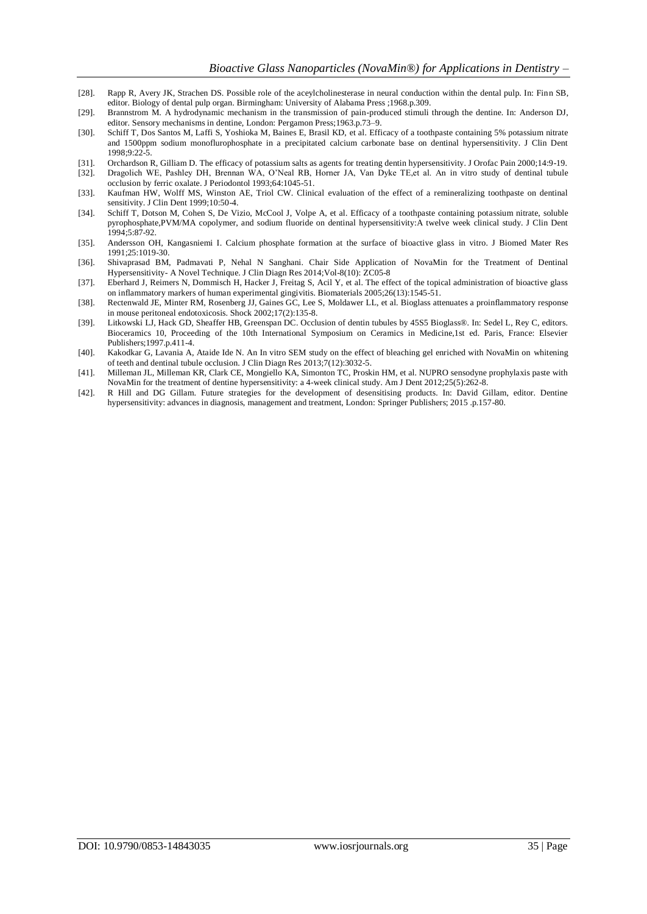[28]. Rapp R, Avery JK, Strachen DS. Possible role of the aceylcholinesterase in neural conduction within the dental pulp. In: Finn SB, editor. Biology of dental pulp organ. Birmingham: University of Alabama Press ;1968.p.309.

[29]. Brannstrom M. A hydrodynamic mechanism in the transmission of pain-produced stimuli through the dentine. In: Anderson DJ, editor. Sensory mechanisms in dentine, London: Pergamon Press;1963.p.73–9.

[30]. Schiff T, Dos Santos M, Laffi S, Yoshioka M, Baines E, Brasil KD, et al. Efficacy of a toothpaste containing 5% potassium nitrate and 1500ppm sodium monoflurophosphate in a precipitated calcium carbonate base on dentinal hypersensitivity. J Clin Dent 1998;9:22-5.

[31]. Orchardson R, Gilliam D. The efficacy of potassium salts as agents for treating dentin hypersensitivity. J Orofac Pain 2000;14:9-19.

[32]. Dragolich WE, Pashley DH, Brennan WA, O'Neal RB, Horner JA, Van Dyke TE,et al. An in vitro study of dentinal tubule occlusion by ferric oxalate. J Periodontol 1993;64:1045-51.

[33]. Kaufman HW, Wolff MS, Winston AE, Triol CW. Clinical evaluation of the effect of a remineralizing toothpaste on dentinal sensitivity. J Clin Dent 1999;10:50-4.

[34]. Schiff T, Dotson M, Cohen S, De Vizio, McCool J, Volpe A, et al. Efficacy of a toothpaste containing potassium nitrate, soluble pyrophosphate,PVM/MA copolymer, and sodium fluoride on dentinal hypersensitivity:A twelve week clinical study. J Clin Dent 1994;5:87-92.

[35]. Andersson OH, Kangasniemi I. Calcium phosphate formation at the surface of bioactive glass in vitro. J Biomed Mater Res 1991;25:1019-30.

[36]. Shivaprasad BM, Padmavati P, Nehal N Sanghani. Chair Side Application of NovaMin for the Treatment of Dentinal Hypersensitivity- A Novel Technique. J Clin Diagn Res 2014;Vol-8(10): ZC05-8

[37]. Eberhard J, Reimers N, Dommisch H, Hacker J, Freitag S, Acil Y, et al. The effect of the topical administration of bioactive glass on inflammatory markers of human experimental gingivitis. Biomaterials 2005;26(13):1545-51.

[38]. Rectenwald JE, Minter RM, Rosenberg JJ, Gaines GC, Lee S, Moldawer LL, et al. Bioglass attenuates a proinflammatory response in mouse peritoneal endotoxicosis. Shock 2002;17(2):135-8.

[39]. Litkowski LJ, Hack GD, Sheaffer HB, Greenspan DC. Occlusion of dentin tubules by 45S5 Bioglass®. In: Sedel L, Rey C, editors. Bioceramics 10, Proceeding of the 10th International Symposium on Ceramics in Medicine,1st ed. Paris, France: Elsevier Publishers;1997.p.411-4.

[40]. Kakodkar G, Lavania A, Ataide Ide N. An In vitro SEM study on the effect of bleaching gel enriched with NovaMin on whitening of teeth and dentinal tubule occlusion. J Clin Diagn Res 2013;7(12):3032-5.

[41]. Milleman JL, Milleman KR, Clark CE, Mongiello KA, Simonton TC, Proskin HM, et al. NUPRO sensodyne prophylaxis paste with NovaMin for the treatment of dentine hypersensitivity: a 4-week clinical study. Am J Dent 2012;25(5):262-8.

[42]. R Hill and DG Gillam. Future strategies for the development of desensitising products. In: David Gillam, editor. Dentine hypersensitivity: advances in diagnosis, management and treatment, London: Springer Publishers; 2015 .p.157-80.